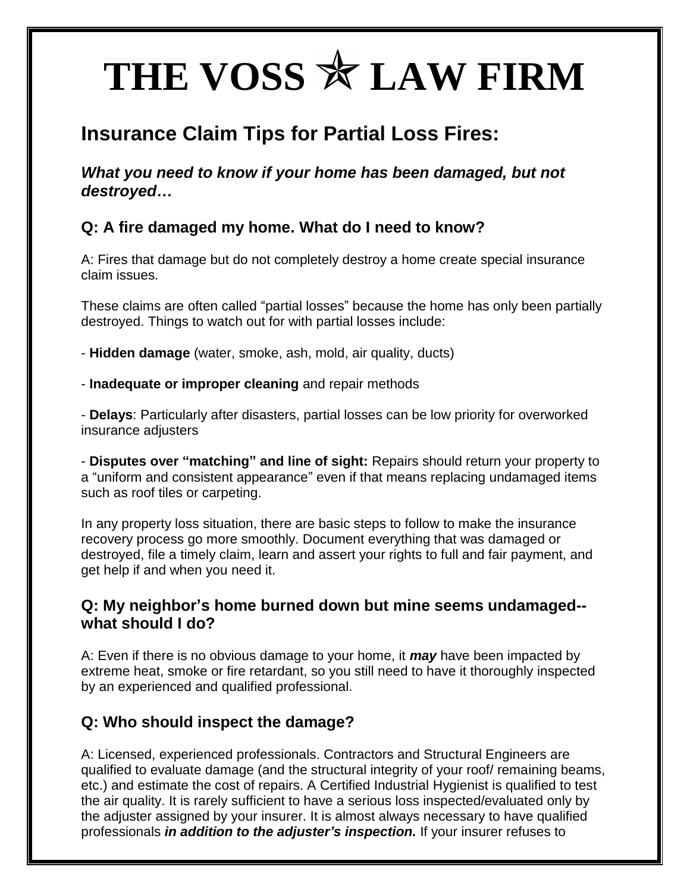# THE VOSS ✯ LAW FIRM

## Insurance Claim Tips for Partial Loss Fires:

### *What you need to know if your home has been damaged, but not destroyed…*

### Q: A fire damaged my home. What do I need to know?

A: Fires that damage but do not completely destroy a home create special insurance claim issues.

These claims are often called "partial losses" because the home has only been partially destroyed. Things to watch out for with partial losses include:

- **Hidden damage** (water, smoke, ash, mold, air quality, ducts)

- **Inadequate or improper cleaning** and repair methods

- **Delays**: Particularly after disasters, partial losses can be low priority for overworked insurance adjusters

- **Disputes over "matching" and line of sight:** Repairs should return your property to a "uniform and consistent appearance" even if that means replacing undamaged items such as roof tiles or carpeting.

In any property loss situation, there are basic steps to follow to make the insurance recovery process go more smoothly. Document everything that was damaged or destroyed, file a timely claim, learn and assert your rights to full and fair payment, and get help if and when you need it.

### Q: My neighbor's home burned down but mine seems undamaged--what should I do?

A: Even if there is no obvious damage to your home, it ***may*** have been impacted by extreme heat, smoke or fire retardant, so you still need to have it thoroughly inspected by an experienced and qualified professional.

### Q: Who should inspect the damage?

A: Licensed, experienced professionals. Contractors and Structural Engineers are qualified to evaluate damage (and the structural integrity of your roof/ remaining beams, etc.) and estimate the cost of repairs. A Certified Industrial Hygienist is qualified to test the air quality. It is rarely sufficient to have a serious loss inspected/evaluated only by the adjuster assigned by your insurer. It is almost always necessary to have qualified professionals ***in addition to the adjuster's inspection.*** If your insurer refuses to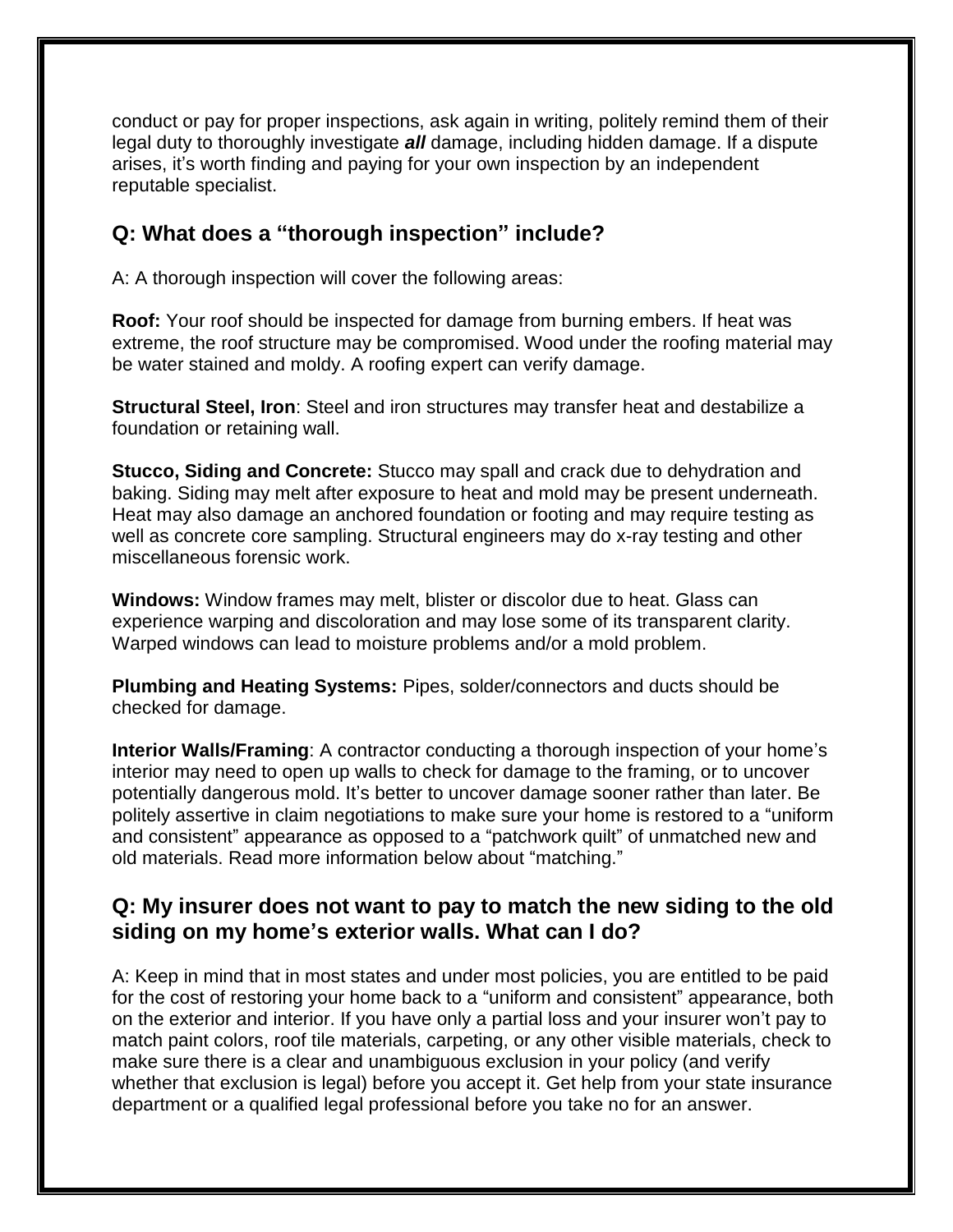conduct or pay for proper inspections, ask again in writing, politely remind them of their legal duty to thoroughly investigate ***all*** damage, including hidden damage. If a dispute arises, it's worth finding and paying for your own inspection by an independent reputable specialist.

## Q: What does a "thorough inspection" include?

A: A thorough inspection will cover the following areas:

**Roof:** Your roof should be inspected for damage from burning embers. If heat was extreme, the roof structure may be compromised. Wood under the roofing material may be water stained and moldy. A roofing expert can verify damage.

**Structural Steel, Iron**: Steel and iron structures may transfer heat and destabilize a foundation or retaining wall.

**Stucco, Siding and Concrete:** Stucco may spall and crack due to dehydration and baking. Siding may melt after exposure to heat and mold may be present underneath. Heat may also damage an anchored foundation or footing and may require testing as well as concrete core sampling. Structural engineers may do x-ray testing and other miscellaneous forensic work.

**Windows:** Window frames may melt, blister or discolor due to heat. Glass can experience warping and discoloration and may lose some of its transparent clarity. Warped windows can lead to moisture problems and/or a mold problem.

**Plumbing and Heating Systems:** Pipes, solder/connectors and ducts should be checked for damage.

**Interior Walls/Framing**: A contractor conducting a thorough inspection of your home's interior may need to open up walls to check for damage to the framing, or to uncover potentially dangerous mold. It's better to uncover damage sooner rather than later. Be politely assertive in claim negotiations to make sure your home is restored to a "uniform and consistent" appearance as opposed to a "patchwork quilt" of unmatched new and old materials. Read more information below about "matching."

## Q: My insurer does not want to pay to match the new siding to the old siding on my home's exterior walls. What can I do?

A: Keep in mind that in most states and under most policies, you are entitled to be paid for the cost of restoring your home back to a "uniform and consistent" appearance, both on the exterior and interior. If you have only a partial loss and your insurer won't pay to match paint colors, roof tile materials, carpeting, or any other visible materials, check to make sure there is a clear and unambiguous exclusion in your policy (and verify whether that exclusion is legal) before you accept it. Get help from your state insurance department or a qualified legal professional before you take no for an answer.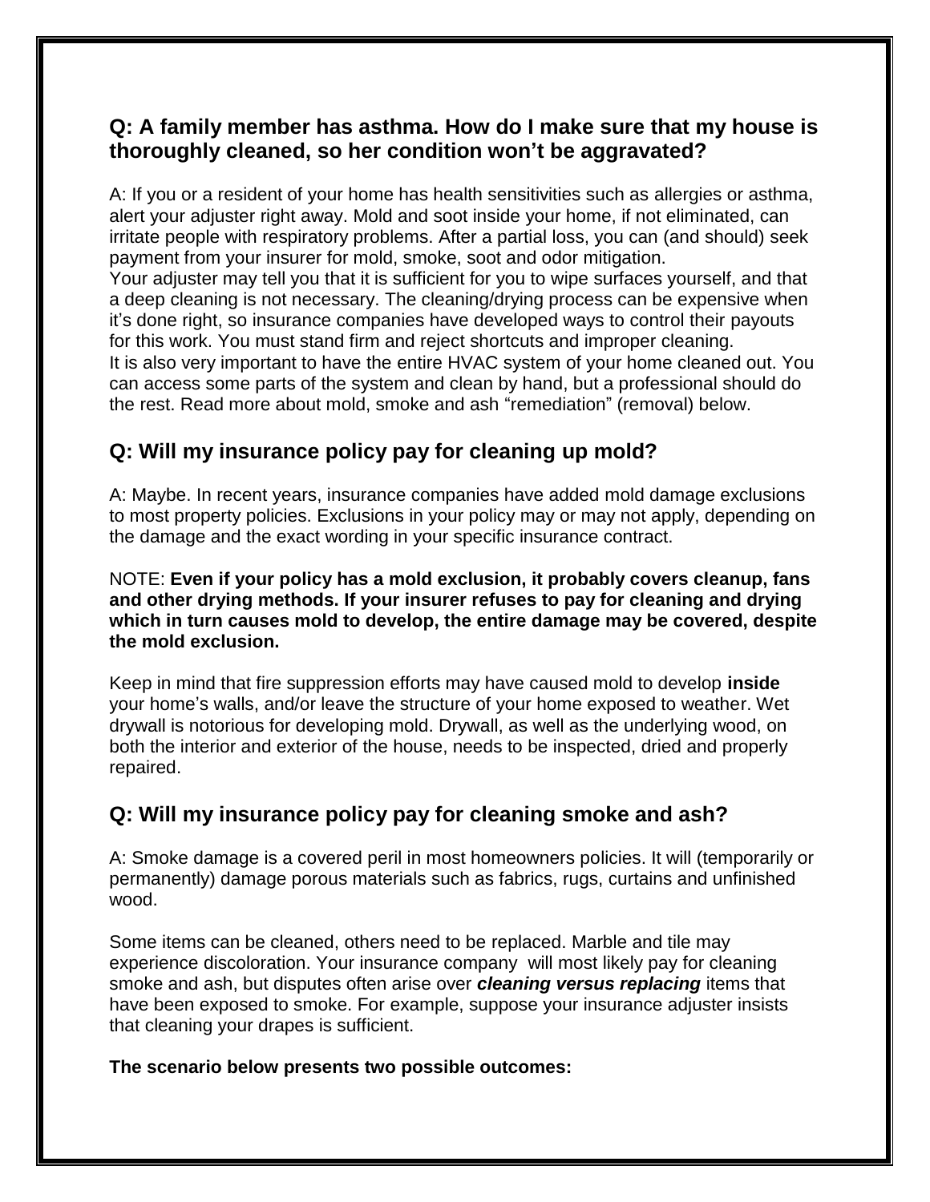## Q: A family member has asthma. How do I make sure that my house is thoroughly cleaned, so her condition won't be aggravated?

A: If you or a resident of your home has health sensitivities such as allergies or asthma, alert your adjuster right away. Mold and soot inside your home, if not eliminated, can irritate people with respiratory problems. After a partial loss, you can (and should) seek payment from your insurer for mold, smoke, soot and odor mitigation.
Your adjuster may tell you that it is sufficient for you to wipe surfaces yourself, and that a deep cleaning is not necessary. The cleaning/drying process can be expensive when it's done right, so insurance companies have developed ways to control their payouts for this work. You must stand firm and reject shortcuts and improper cleaning.
It is also very important to have the entire HVAC system of your home cleaned out. You can access some parts of the system and clean by hand, but a professional should do the rest. Read more about mold, smoke and ash "remediation" (removal) below.

## Q: Will my insurance policy pay for cleaning up mold?

A: Maybe. In recent years, insurance companies have added mold damage exclusions to most property policies. Exclusions in your policy may or may not apply, depending on the damage and the exact wording in your specific insurance contract.

NOTE: **Even if your policy has a mold exclusion, it probably covers cleanup, fans and other drying methods. If your insurer refuses to pay for cleaning and drying which in turn causes mold to develop, the entire damage may be covered, despite the mold exclusion.**

Keep in mind that fire suppression efforts may have caused mold to develop **inside** your home's walls, and/or leave the structure of your home exposed to weather. Wet drywall is notorious for developing mold. Drywall, as well as the underlying wood, on both the interior and exterior of the house, needs to be inspected, dried and properly repaired.

## Q: Will my insurance policy pay for cleaning smoke and ash?

A: Smoke damage is a covered peril in most homeowners policies. It will (temporarily or permanently) damage porous materials such as fabrics, rugs, curtains and unfinished wood.

Some items can be cleaned, others need to be replaced. Marble and tile may experience discoloration. Your insurance company will most likely pay for cleaning smoke and ash, but disputes often arise over ***cleaning versus replacing*** items that have been exposed to smoke. For example, suppose your insurance adjuster insists that cleaning your drapes is sufficient.

**The scenario below presents two possible outcomes:**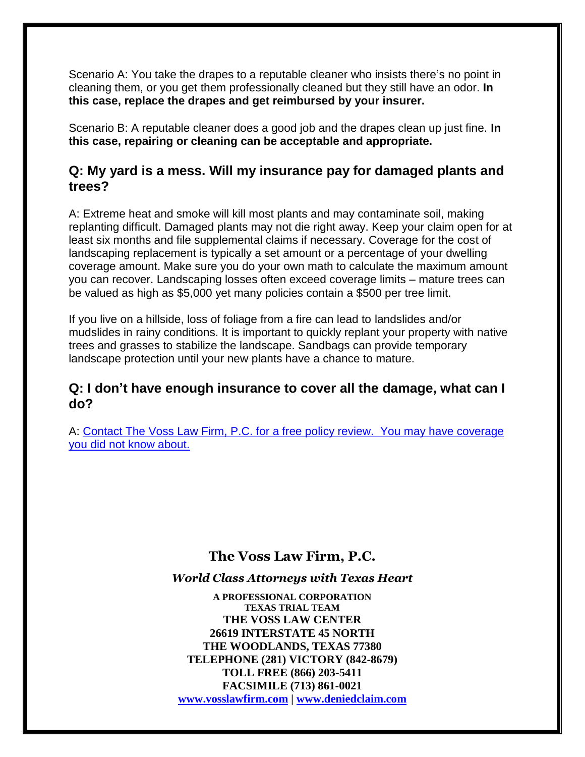Scenario A: You take the drapes to a reputable cleaner who insists there's no point in cleaning them, or you get them professionally cleaned but they still have an odor. **In this case, replace the drapes and get reimbursed by your insurer.**

Scenario B: A reputable cleaner does a good job and the drapes clean up just fine. **In this case, repairing or cleaning can be acceptable and appropriate.**

## Q: My yard is a mess. Will my insurance pay for damaged plants and trees?

A: Extreme heat and smoke will kill most plants and may contaminate soil, making replanting difficult. Damaged plants may not die right away. Keep your claim open for at least six months and file supplemental claims if necessary. Coverage for the cost of landscaping replacement is typically a set amount or a percentage of your dwelling coverage amount. Make sure you do your own math to calculate the maximum amount you can recover. Landscaping losses often exceed coverage limits – mature trees can be valued as high as $5,000 yet many policies contain a $500 per tree limit.

If you live on a hillside, loss of foliage from a fire can lead to landslides and/or mudslides in rainy conditions. It is important to quickly replant your property with native trees and grasses to stabilize the landscape. Sandbags can provide temporary landscape protection until your new plants have a chance to mature.

## Q: I don't have enough insurance to cover all the damage, what can I do?

A: Contact The Voss Law Firm, P.C. for a free policy review. You may have coverage you did not know about.

**The Voss Law Firm, P.C.**

***World Class Attorneys with Texas Heart***

**A PROFESSIONAL CORPORATION**
**TEXAS TRIAL TEAM**
**THE VOSS LAW CENTER**
**26619 INTERSTATE 45 NORTH**
**THE WOODLANDS, TEXAS 77380**
**TELEPHONE (281) VICTORY (842-8679)**
**TOLL FREE (866) 203-5411**
**FACSIMILE (713) 861-0021**
**www.vosslawfirm.com | www.deniedclaim.com**